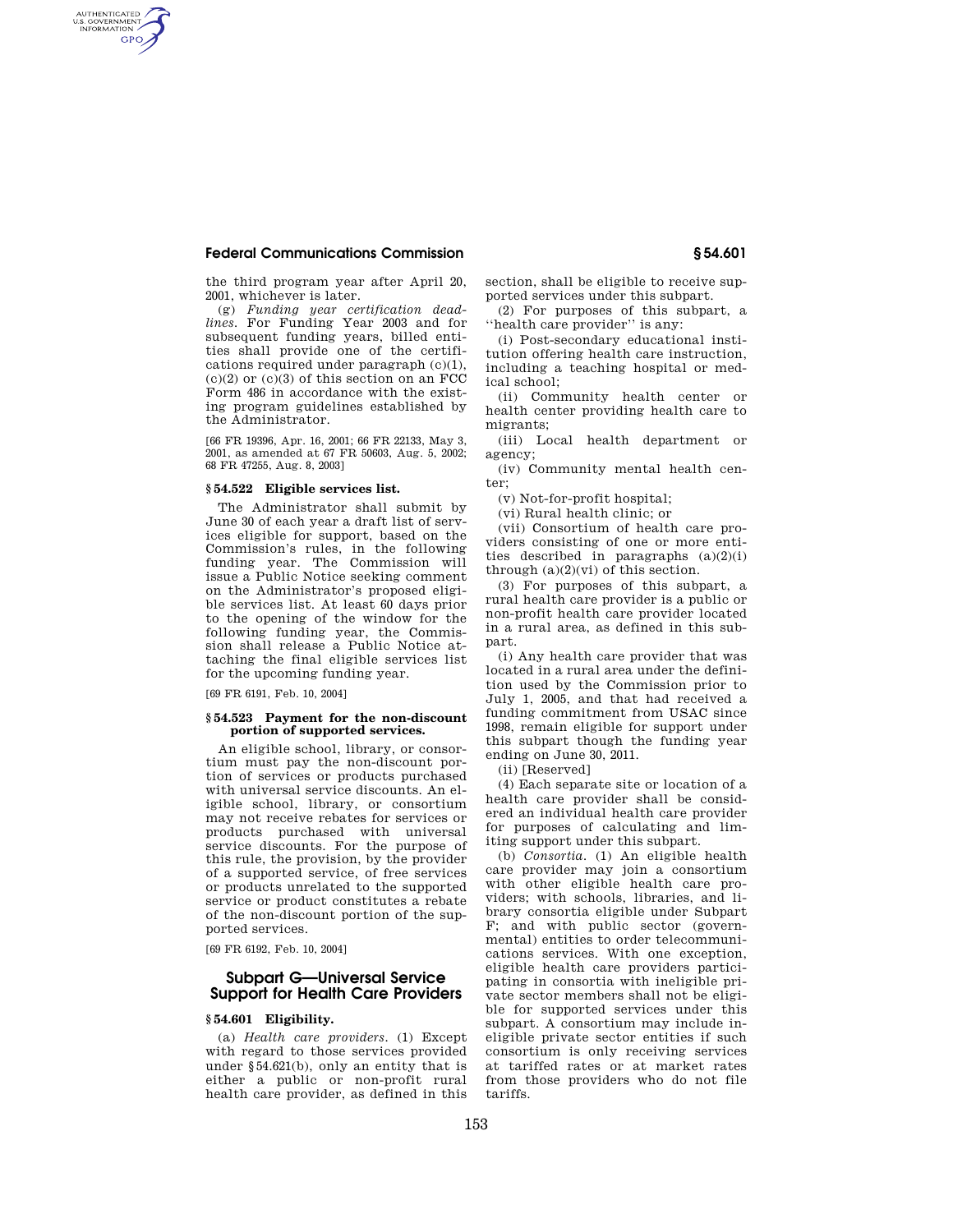the third program year after April 20, 2001, whichever is later.

(g) *Funding year certification deadlines.* For Funding Year 2003 and for subsequent funding years, billed entities shall provide one of the certifications required under paragraph (c)(1), (c)(2) or (c)(3) of this section on an FCC Form 486 in accordance with the existing program guidelines established by the Administrator.

[66 FR 19396, Apr. 16, 2001; 66 FR 22133, May 3, 2001, as amended at 67 FR 50603, Aug. 5, 2002; 68 FR 47255, Aug. 8, 2003]

### § 54.522 Eligible services list.

The Administrator shall submit by June 30 of each year a draft list of services eligible for support, based on the Commission's rules, in the following funding year. The Commission will issue a Public Notice seeking comment on the Administrator's proposed eligible services list. At least 60 days prior to the opening of the window for the following funding year, the Commission shall release a Public Notice attaching the final eligible services list for the upcoming funding year.

[69 FR 6191, Feb. 10, 2004]

### § 54.523 Payment for the non-discount portion of supported services.

An eligible school, library, or consortium must pay the non-discount portion of services or products purchased with universal service discounts. An eligible school, library, or consortium may not receive rebates for services or products purchased with universal service discounts. For the purpose of this rule, the provision, by the provider of a supported service, of free services or products unrelated to the supported service or product constitutes a rebate of the non-discount portion of the supported services.

[69 FR 6192, Feb. 10, 2004]

## Subpart G—Universal Service Support for Health Care Providers

### § 54.601 Eligibility.

(a) *Health care providers.* (1) Except with regard to those services provided under §54.621(b), only an entity that is either a public or non-profit rural health care provider, as defined in this section, shall be eligible to receive supported services under this subpart.

(2) For purposes of this subpart, a ''health care provider'' is any:

(i) Post-secondary educational institution offering health care instruction, including a teaching hospital or medical school;

(ii) Community health center or health center providing health care to migrants;

(iii) Local health department or agency;

(iv) Community mental health center;

(v) Not-for-profit hospital;

(vi) Rural health clinic; or

(vii) Consortium of health care providers consisting of one or more entities described in paragraphs (a)(2)(i) through (a)(2)(vi) of this section.

(3) For purposes of this subpart, a rural health care provider is a public or non-profit health care provider located in a rural area, as defined in this subpart.

(i) Any health care provider that was located in a rural area under the definition used by the Commission prior to July 1, 2005, and that had received a funding commitment from USAC since 1998, remain eligible for support under this subpart though the funding year ending on June 30, 2011.

(ii) [Reserved]

(4) Each separate site or location of a health care provider shall be considered an individual health care provider for purposes of calculating and limiting support under this subpart.

(b) *Consortia.* (1) An eligible health care provider may join a consortium with other eligible health care providers; with schools, libraries, and library consortia eligible under Subpart F; and with public sector (governmental) entities to order telecommunications services. With one exception, eligible health care providers participating in consortia with ineligible private sector members shall not be eligible for supported services under this subpart. A consortium may include ineligible private sector entities if such consortium is only receiving services at tariffed rates or at market rates from those providers who do not file tariffs.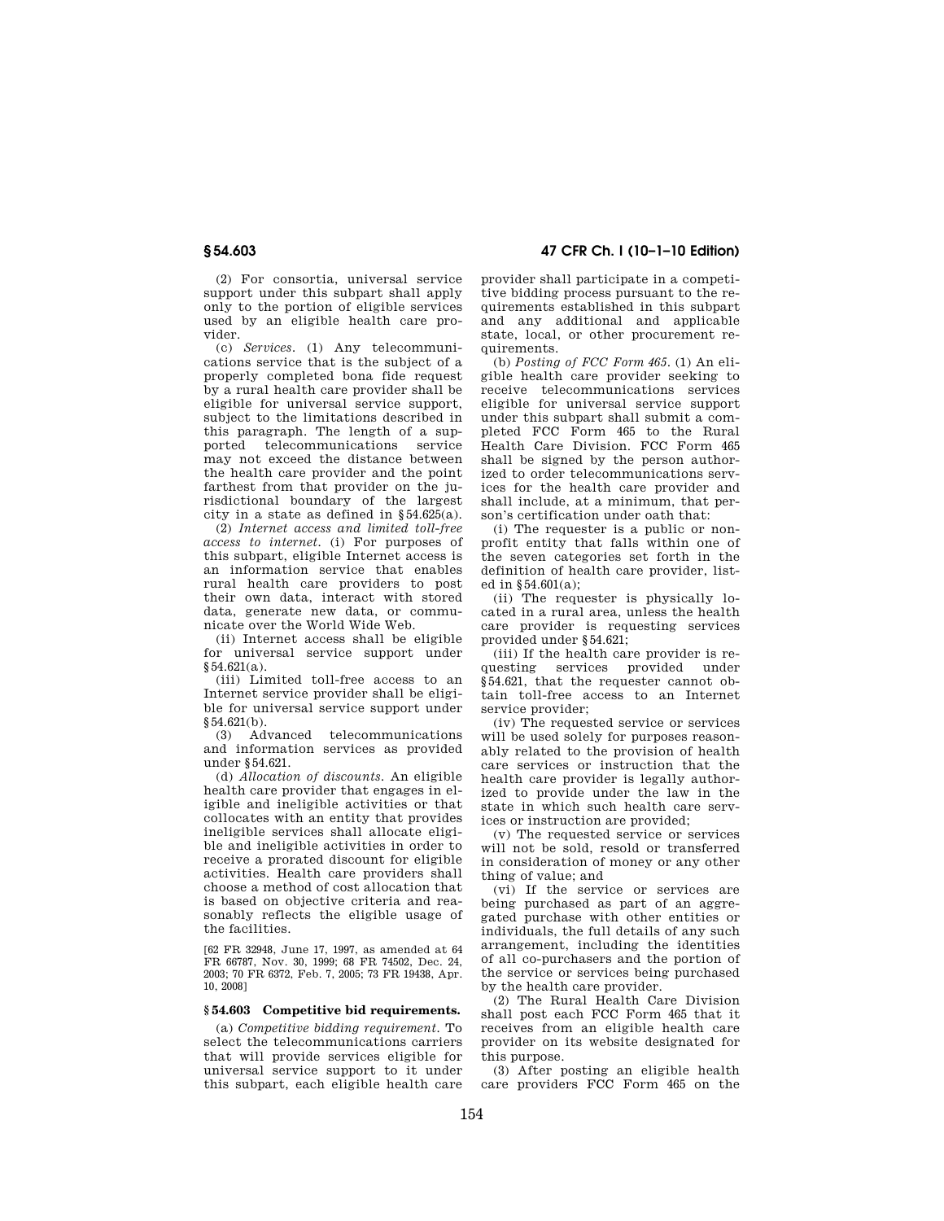(2) For consortia, universal service support under this subpart shall apply only to the portion of eligible services used by an eligible health care provider.

(c) *Services.* (1) Any telecommunications service that is the subject of a properly completed bona fide request by a rural health care provider shall be eligible for universal service support, subject to the limitations described in this paragraph. The length of a supported telecommunications service may not exceed the distance between the health care provider and the point farthest from that provider on the jurisdictional boundary of the largest city in a state as defined in §54.625(a).

(2) *Internet access and limited toll-free access to internet.* (i) For purposes of this subpart, eligible Internet access is an information service that enables rural health care providers to post their own data, interact with stored data, generate new data, or communicate over the World Wide Web.

(ii) Internet access shall be eligible for universal service support under §54.621(a).

(iii) Limited toll-free access to an Internet service provider shall be eligible for universal service support under §54.621(b).

(3) Advanced telecommunications and information services as provided under §54.621.

(d) *Allocation of discounts.* An eligible health care provider that engages in eligible and ineligible activities or that collocates with an entity that provides ineligible services shall allocate eligible and ineligible activities in order to receive a prorated discount for eligible activities. Health care providers shall choose a method of cost allocation that is based on objective criteria and reasonably reflects the eligible usage of the facilities.

[62 FR 32948, June 17, 1997, as amended at 64 FR 66787, Nov. 30, 1999; 68 FR 74502, Dec. 24, 2003; 70 FR 6372, Feb. 7, 2005; 73 FR 19438, Apr. 10, 2008]

## § 54.603 Competitive bid requirements.

(a) *Competitive bidding requirement.* To select the telecommunications carriers that will provide services eligible for universal service support to it under this subpart, each eligible health care provider shall participate in a competitive bidding process pursuant to the requirements established in this subpart and any additional and applicable state, local, or other procurement requirements.

(b) *Posting of FCC Form 465.* (1) An eligible health care provider seeking to receive telecommunications services eligible for universal service support under this subpart shall submit a completed FCC Form 465 to the Rural Health Care Division. FCC Form 465 shall be signed by the person authorized to order telecommunications services for the health care provider and shall include, at a minimum, that person's certification under oath that:

(i) The requester is a public or non-profit entity that falls within one of the seven categories set forth in the definition of health care provider, listed in §54.601(a);

(ii) The requester is physically located in a rural area, unless the health care provider is requesting services provided under §54.621;

(iii) If the health care provider is requesting services provided under §54.621, that the requester cannot obtain toll-free access to an Internet service provider;

(iv) The requested service or services will be used solely for purposes reasonably related to the provision of health care services or instruction that the health care provider is legally authorized to provide under the law in the state in which such health care services or instruction are provided;

(v) The requested service or services will not be sold, resold or transferred in consideration of money or any other thing of value; and

(vi) If the service or services are being purchased as part of an aggregated purchase with other entities or individuals, the full details of any such arrangement, including the identities of all co-purchasers and the portion of the service or services being purchased by the health care provider.

(2) The Rural Health Care Division shall post each FCC Form 465 that it receives from an eligible health care provider on its website designated for this purpose.

(3) After posting an eligible health care providers FCC Form 465 on the